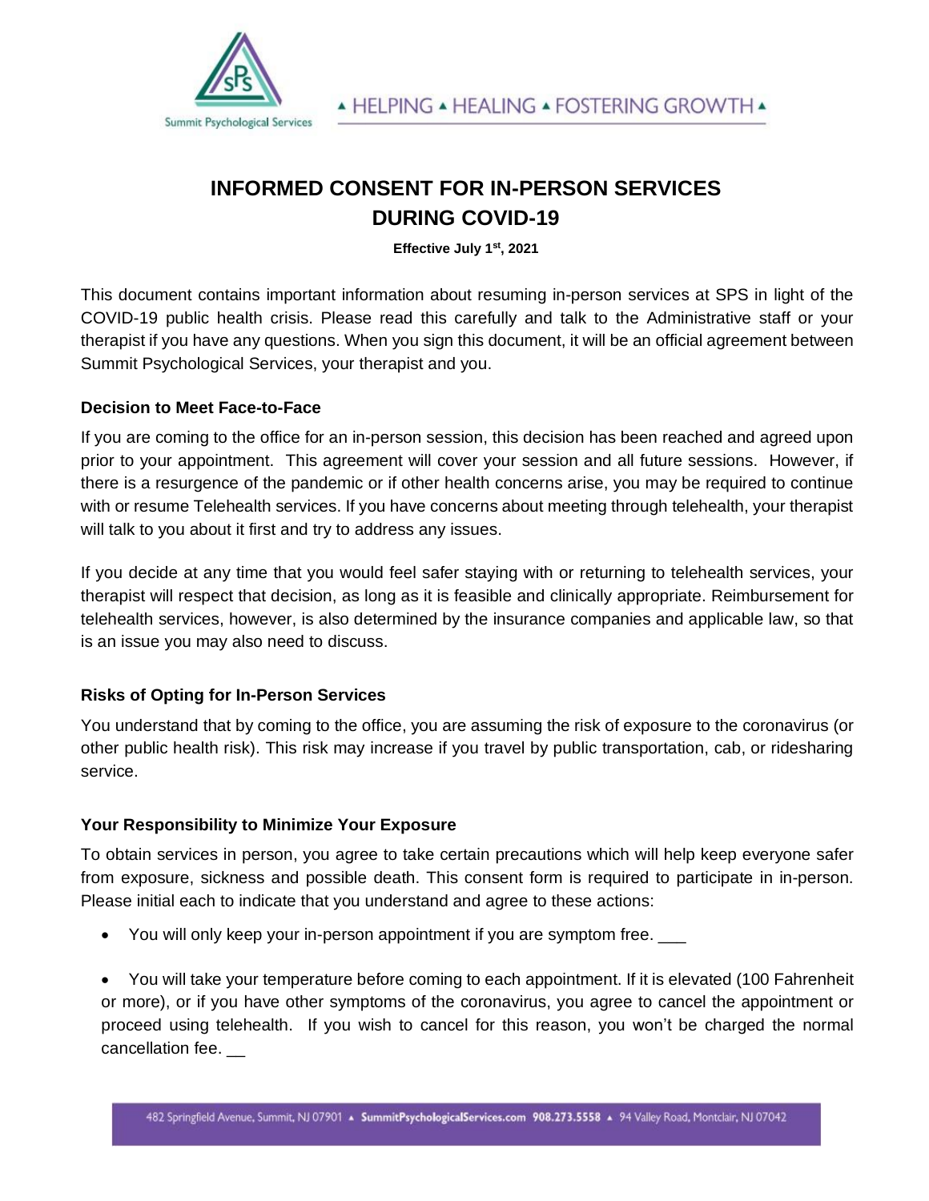# INFORMED CONSENT FOR IN-PERSON SERVICES DURING COVID-19

**Effective July 1st, 2021**

This document contains important information about resuming in-person services at SPS in light of the COVID-19 public health crisis. Please read this carefully and talk to the Administrative staff or your therapist if you have any questions. When you sign this document, it will be an official agreement between Summit Psychological Services, your therapist and you.

**Decision to Meet Face-to-Face**

If you are coming to the office for an in-person session, this decision has been reached and agreed upon prior to your appointment. This agreement will cover your session and all future sessions. However, if there is a resurgence of the pandemic or if other health concerns arise, you may be required to continue with or resume Telehealth services. If you have concerns about meeting through telehealth, your therapist will talk to you about it first and try to address any issues.

If you decide at any time that you would feel safer staying with or returning to telehealth services, your therapist will respect that decision, as long as it is feasible and clinically appropriate. Reimbursement for telehealth services, however, is also determined by the insurance companies and applicable law, so that is an issue you may also need to discuss.

**Risks of Opting for In-Person Services**

You understand that by coming to the office, you are assuming the risk of exposure to the coronavirus (or other public health risk). This risk may increase if you travel by public transportation, cab, or ridesharing service.

**Your Responsibility to Minimize Your Exposure**

To obtain services in person, you agree to take certain precautions which will help keep everyone safer from exposure, sickness and possible death. This consent form is required to participate in in-person. Please initial each to indicate that you understand and agree to these actions:

- You will only keep your in-person appointment if you are symptom free. ___
- You will take your temperature before coming to each appointment. If it is elevated (100 Fahrenheit or more), or if you have other symptoms of the coronavirus, you agree to cancel the appointment or proceed using telehealth. If you wish to cancel for this reason, you won't be charged the normal cancellation fee. __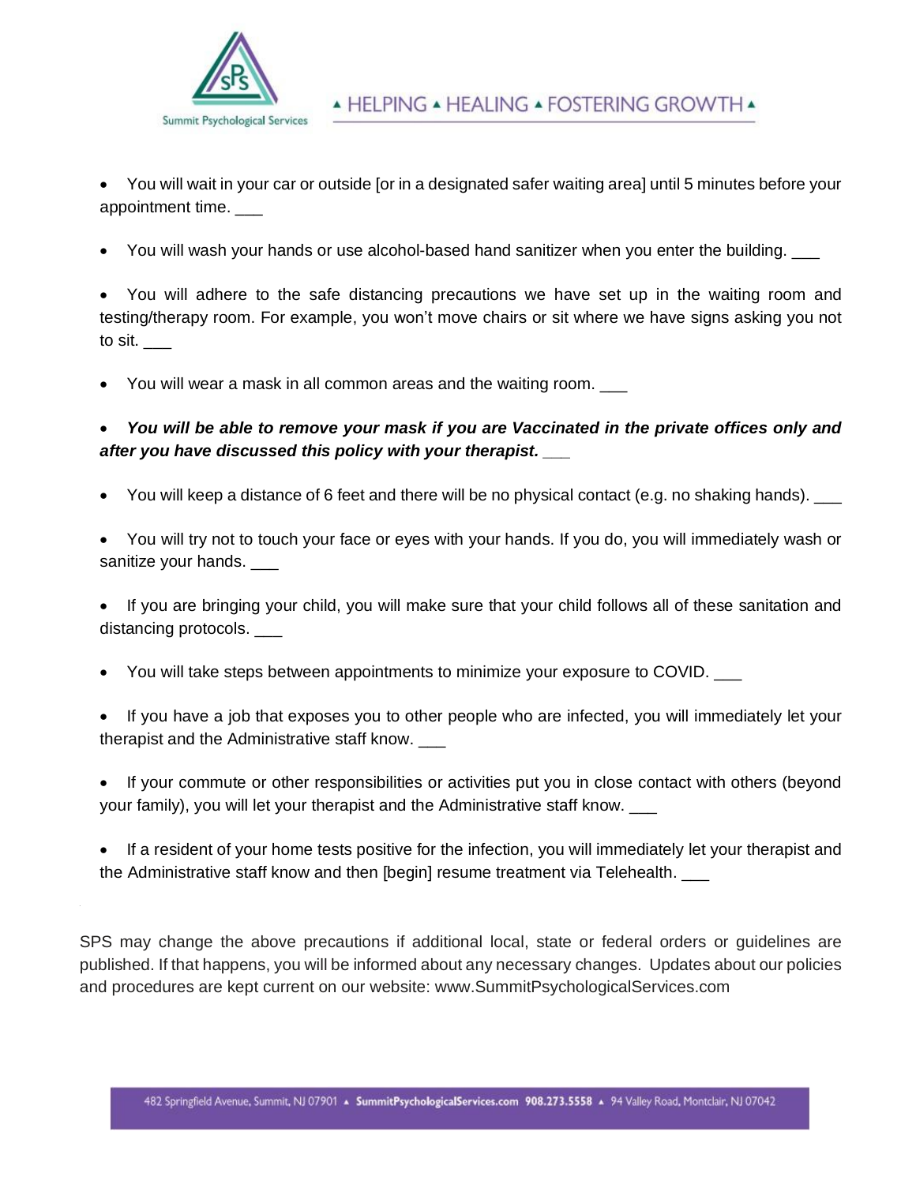- You will wait in your car or outside [or in a designated safer waiting area] until 5 minutes before your appointment time. ___

- You will wash your hands or use alcohol-based hand sanitizer when you enter the building. ___

- You will adhere to the safe distancing precautions we have set up in the waiting room and testing/therapy room. For example, you won't move chairs or sit where we have signs asking you not to sit. ___

- You will wear a mask in all common areas and the waiting room. ___

- ***You will be able to remove your mask if you are Vaccinated in the private offices only and after you have discussed this policy with your therapist. ___***

- You will keep a distance of 6 feet and there will be no physical contact (e.g. no shaking hands). ___

- You will try not to touch your face or eyes with your hands. If you do, you will immediately wash or sanitize your hands. ___

- If you are bringing your child, you will make sure that your child follows all of these sanitation and distancing protocols. ___

- You will take steps between appointments to minimize your exposure to COVID. ___

- If you have a job that exposes you to other people who are infected, you will immediately let your therapist and the Administrative staff know. ___

- If your commute or other responsibilities or activities put you in close contact with others (beyond your family), you will let your therapist and the Administrative staff know. ___

- If a resident of your home tests positive for the infection, you will immediately let your therapist and the Administrative staff know and then [begin] resume treatment via Telehealth. ___

SPS may change the above precautions if additional local, state or federal orders or guidelines are published. If that happens, you will be informed about any necessary changes. Updates about our policies and procedures are kept current on our website: www.SummitPsychologicalServices.com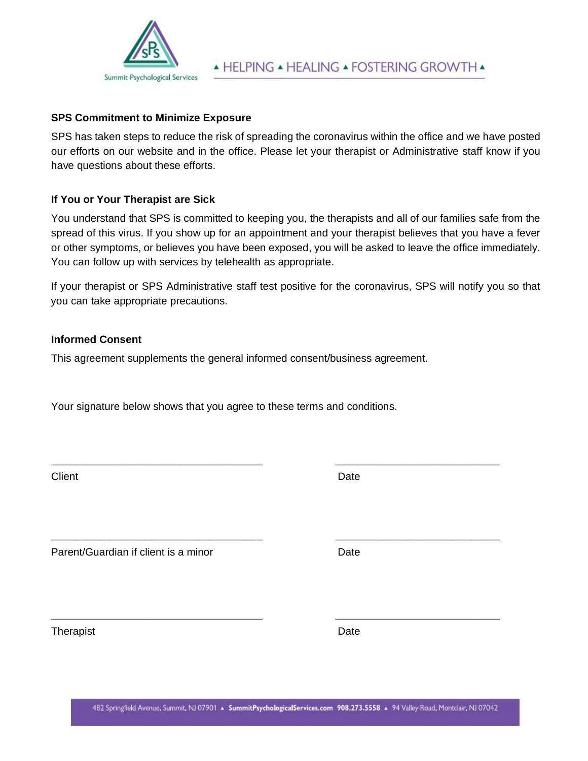**SPS Commitment to Minimize Exposure**

SPS has taken steps to reduce the risk of spreading the coronavirus within the office and we have posted our efforts on our website and in the office. Please let your therapist or Administrative staff know if you have questions about these efforts.

**If You or Your Therapist are Sick**

You understand that SPS is committed to keeping you, the therapists and all of our families safe from the spread of this virus. If you show up for an appointment and your therapist believes that you have a fever or other symptoms, or believes you have been exposed, you will be asked to leave the office immediately. You can follow up with services by telehealth as appropriate.

If your therapist or SPS Administrative staff test positive for the coronavirus, SPS will notify you so that you can take appropriate precautions.

**Informed Consent**

This agreement supplements the general informed consent/business agreement.

Your signature below shows that you agree to these terms and conditions.

___________________________________ ___________________________

Client Date

___________________________________ ___________________________

Parent/Guardian if client is a minor Date

___________________________________ ___________________________

Therapist Date